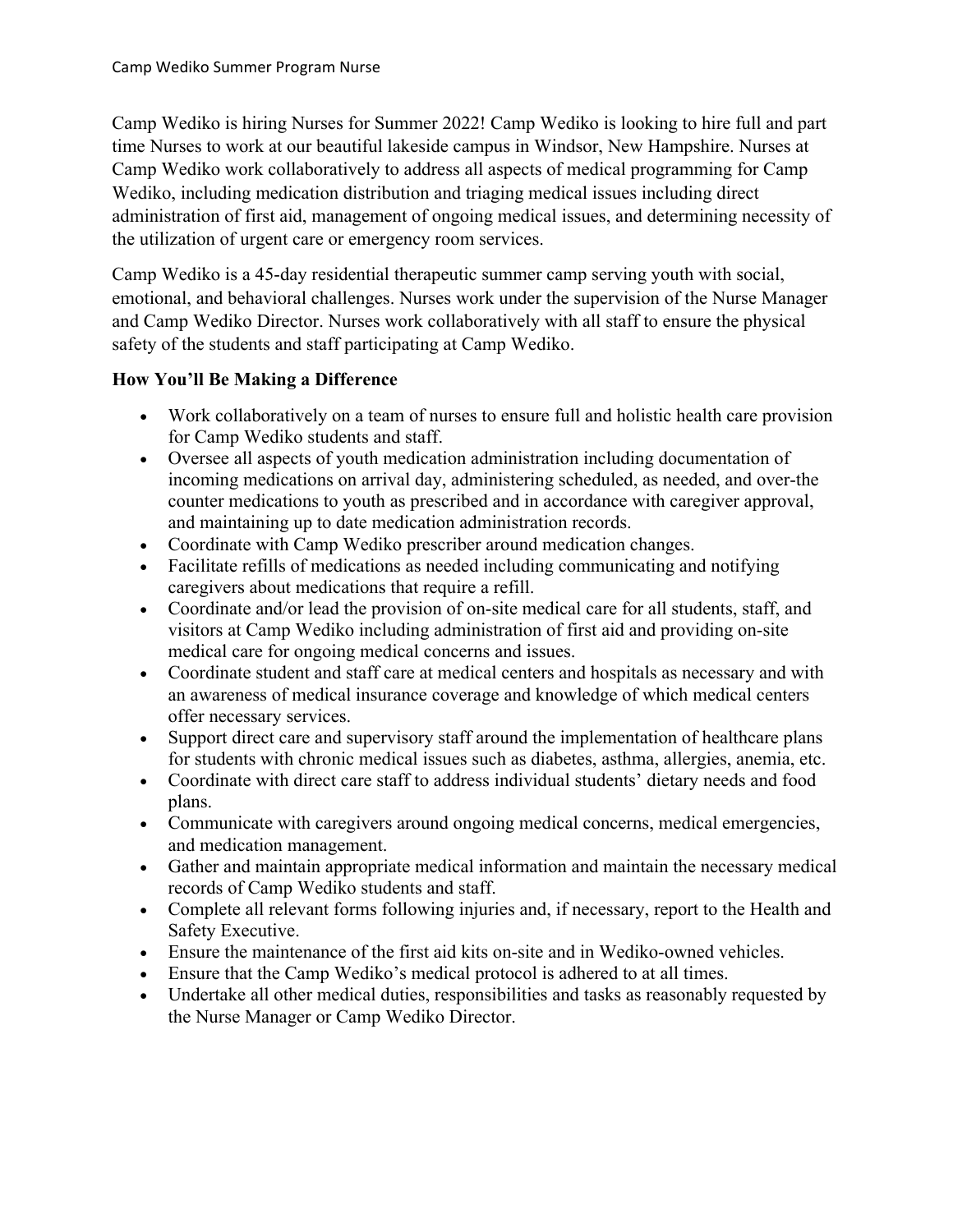Camp Wediko Summer Program Nurse

Camp Wediko is hiring Nurses for Summer 2022! Camp Wediko is looking to hire full and part time Nurses to work at our beautiful lakeside campus in Windsor, New Hampshire. Nurses at Camp Wediko work collaboratively to address all aspects of medical programming for Camp Wediko, including medication distribution and triaging medical issues including direct administration of first aid, management of ongoing medical issues, and determining necessity of the utilization of urgent care or emergency room services.

Camp Wediko is a 45-day residential therapeutic summer camp serving youth with social, emotional, and behavioral challenges. Nurses work under the supervision of the Nurse Manager and Camp Wediko Director. Nurses work collaboratively with all staff to ensure the physical safety of the students and staff participating at Camp Wediko.

**How You'll Be Making a Difference**

- Work collaboratively on a team of nurses to ensure full and holistic health care provision for Camp Wediko students and staff.
- Oversee all aspects of youth medication administration including documentation of incoming medications on arrival day, administering scheduled, as needed, and over-the counter medications to youth as prescribed and in accordance with caregiver approval, and maintaining up to date medication administration records.
- Coordinate with Camp Wediko prescriber around medication changes.
- Facilitate refills of medications as needed including communicating and notifying caregivers about medications that require a refill.
- Coordinate and/or lead the provision of on-site medical care for all students, staff, and visitors at Camp Wediko including administration of first aid and providing on-site medical care for ongoing medical concerns and issues.
- Coordinate student and staff care at medical centers and hospitals as necessary and with an awareness of medical insurance coverage and knowledge of which medical centers offer necessary services.
- Support direct care and supervisory staff around the implementation of healthcare plans for students with chronic medical issues such as diabetes, asthma, allergies, anemia, etc.
- Coordinate with direct care staff to address individual students' dietary needs and food plans.
- Communicate with caregivers around ongoing medical concerns, medical emergencies, and medication management.
- Gather and maintain appropriate medical information and maintain the necessary medical records of Camp Wediko students and staff.
- Complete all relevant forms following injuries and, if necessary, report to the Health and Safety Executive.
- Ensure the maintenance of the first aid kits on-site and in Wediko-owned vehicles.
- Ensure that the Camp Wediko's medical protocol is adhered to at all times.
- Undertake all other medical duties, responsibilities and tasks as reasonably requested by the Nurse Manager or Camp Wediko Director.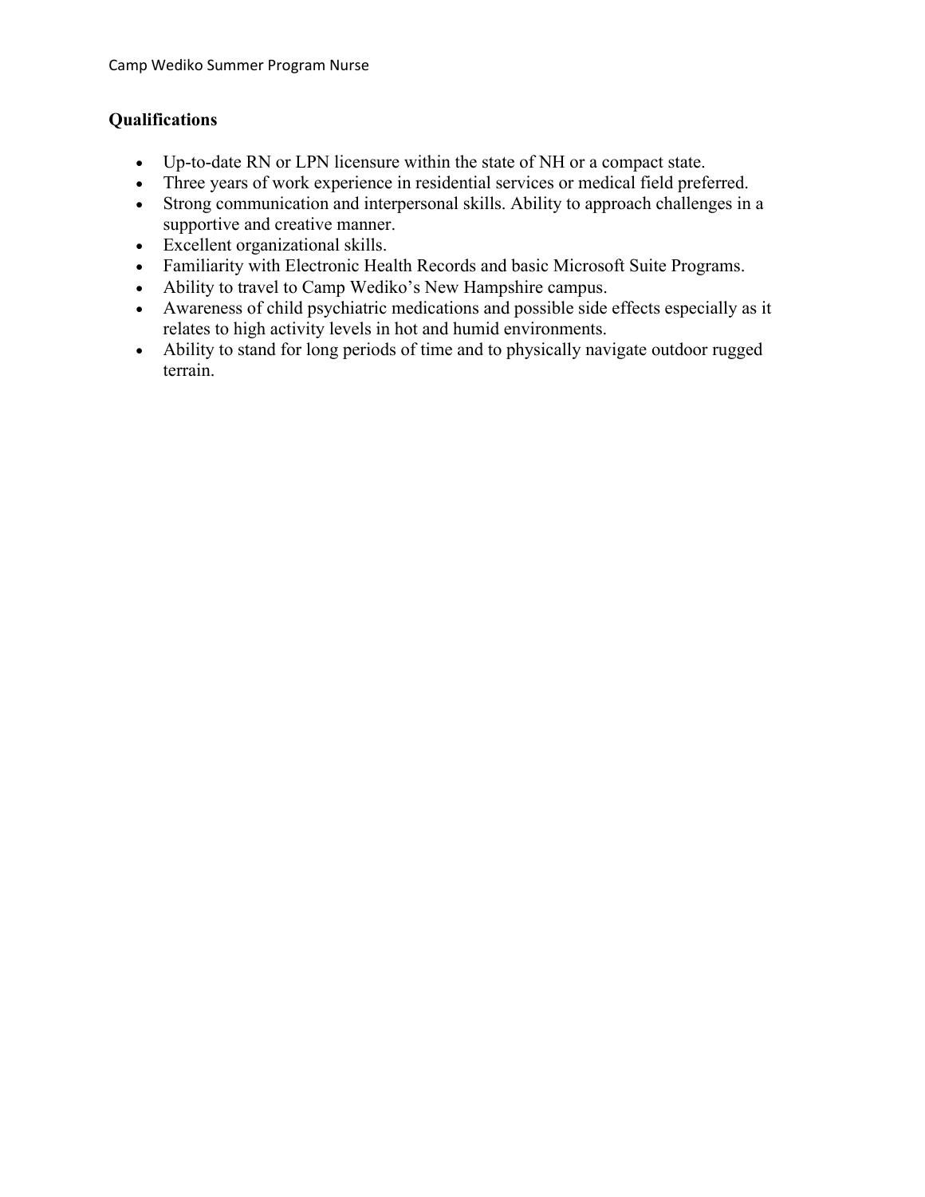**Qualifications**

- Up-to-date RN or LPN licensure within the state of NH or a compact state.
- Three years of work experience in residential services or medical field preferred.
- Strong communication and interpersonal skills. Ability to approach challenges in a supportive and creative manner.
- Excellent organizational skills.
- Familiarity with Electronic Health Records and basic Microsoft Suite Programs.
- Ability to travel to Camp Wediko's New Hampshire campus.
- Awareness of child psychiatric medications and possible side effects especially as it relates to high activity levels in hot and humid environments.
- Ability to stand for long periods of time and to physically navigate outdoor rugged terrain.